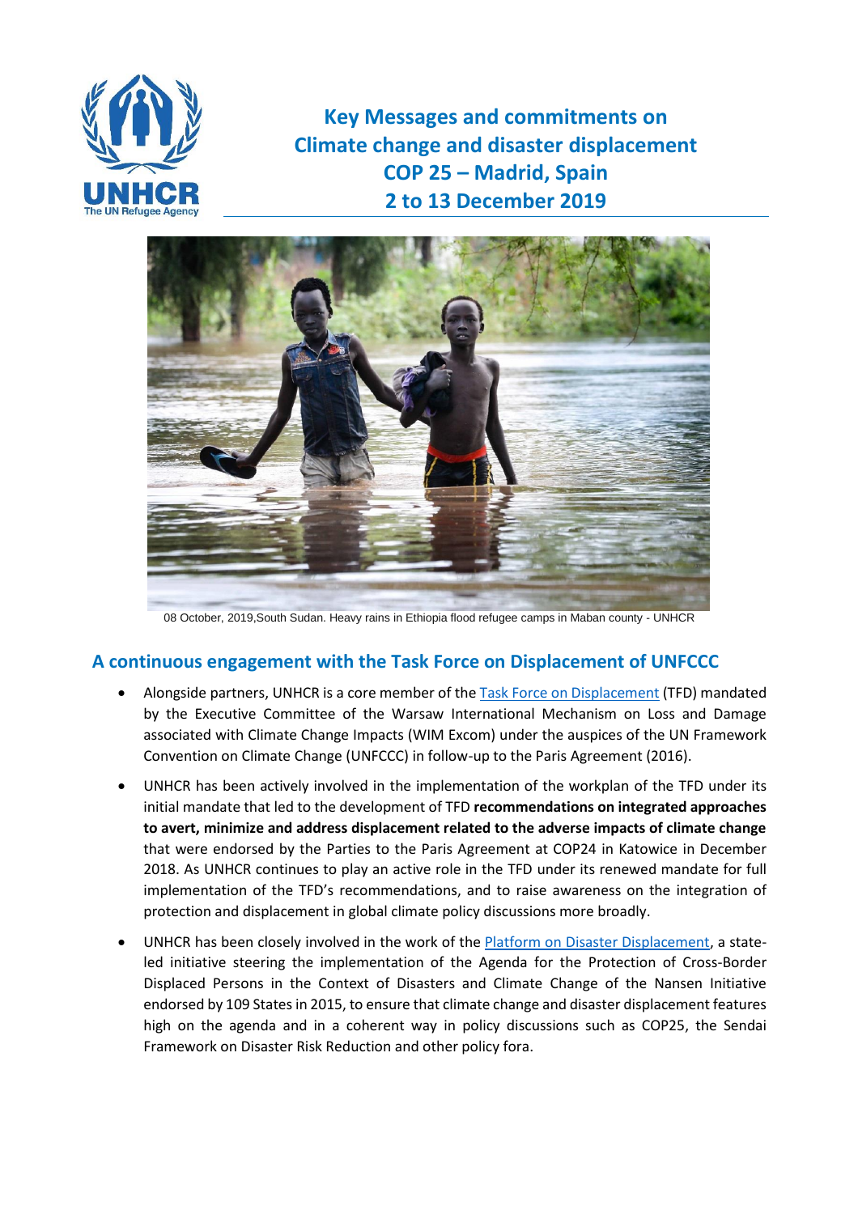# Key Messages and commitments on Climate change and disaster displacement COP 25 – Madrid, Spain 2 to 13 December 2019

08 October, 2019,South Sudan. Heavy rains in Ethiopia flood refugee camps in Maban county - UNHCR

## A continuous engagement with the Task Force on Displacement of UNFCCC

- Alongside partners, UNHCR is a core member of the Task Force on Displacement (TFD) mandated by the Executive Committee of the Warsaw International Mechanism on Loss and Damage associated with Climate Change Impacts (WIM Excom) under the auspices of the UN Framework Convention on Climate Change (UNFCCC) in follow-up to the Paris Agreement (2016).
- UNHCR has been actively involved in the implementation of the workplan of the TFD under its initial mandate that led to the development of TFD **recommendations on integrated approaches to avert, minimize and address displacement related to the adverse impacts of climate change** that were endorsed by the Parties to the Paris Agreement at COP24 in Katowice in December 2018. As UNHCR continues to play an active role in the TFD under its renewed mandate for full implementation of the TFD's recommendations, and to raise awareness on the integration of protection and displacement in global climate policy discussions more broadly.
- UNHCR has been closely involved in the work of the Platform on Disaster Displacement, a state-led initiative steering the implementation of the Agenda for the Protection of Cross-Border Displaced Persons in the Context of Disasters and Climate Change of the Nansen Initiative endorsed by 109 States in 2015, to ensure that climate change and disaster displacement features high on the agenda and in a coherent way in policy discussions such as COP25, the Sendai Framework on Disaster Risk Reduction and other policy fora.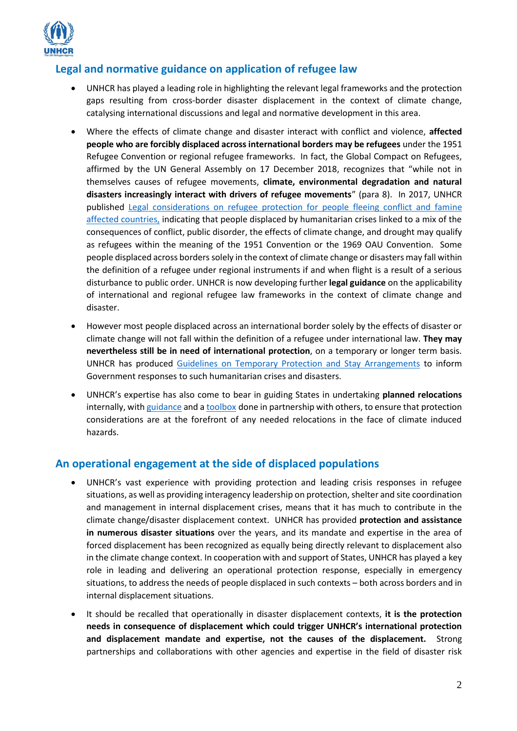## Legal and normative guidance on application of refugee law

- UNHCR has played a leading role in highlighting the relevant legal frameworks and the protection gaps resulting from cross-border disaster displacement in the context of climate change, catalysing international discussions and legal and normative development in this area.
- Where the effects of climate change and disaster interact with conflict and violence, **affected people who are forcibly displaced across international borders may be refugees** under the 1951 Refugee Convention or regional refugee frameworks. In fact, the Global Compact on Refugees, affirmed by the UN General Assembly on 17 December 2018, recognizes that "while not in themselves causes of refugee movements, **climate, environmental degradation and natural disasters increasingly interact with drivers of refugee movements**" (para 8). In 2017, UNHCR published Legal considerations on refugee protection for people fleeing conflict and famine affected countries, indicating that people displaced by humanitarian crises linked to a mix of the consequences of conflict, public disorder, the effects of climate change, and drought may qualify as refugees within the meaning of the 1951 Convention or the 1969 OAU Convention. Some people displaced across borders solely in the context of climate change or disasters may fall within the definition of a refugee under regional instruments if and when flight is a result of a serious disturbance to public order. UNHCR is now developing further **legal guidance** on the applicability of international and regional refugee law frameworks in the context of climate change and disaster.
- However most people displaced across an international border solely by the effects of disaster or climate change will not fall within the definition of a refugee under international law. **They may nevertheless still be in need of international protection**, on a temporary or longer term basis. UNHCR has produced Guidelines on Temporary Protection and Stay Arrangements to inform Government responses to such humanitarian crises and disasters.
- UNHCR's expertise has also come to bear in guiding States in undertaking **planned relocations** internally, with guidance and a toolbox done in partnership with others, to ensure that protection considerations are at the forefront of any needed relocations in the face of climate induced hazards.

## An operational engagement at the side of displaced populations

- UNHCR's vast experience with providing protection and leading crisis responses in refugee situations, as well as providing interagency leadership on protection, shelter and site coordination and management in internal displacement crises, means that it has much to contribute in the climate change/disaster displacement context. UNHCR has provided **protection and assistance in numerous disaster situations** over the years, and its mandate and expertise in the area of forced displacement has been recognized as equally being directly relevant to displacement also in the climate change context. In cooperation with and support of States, UNHCR has played a key role in leading and delivering an operational protection response, especially in emergency situations, to address the needs of people displaced in such contexts – both across borders and in internal displacement situations.
- It should be recalled that operationally in disaster displacement contexts, **it is the protection needs in consequence of displacement which could trigger UNHCR's international protection and displacement mandate and expertise, not the causes of the displacement.** Strong partnerships and collaborations with other agencies and expertise in the field of disaster risk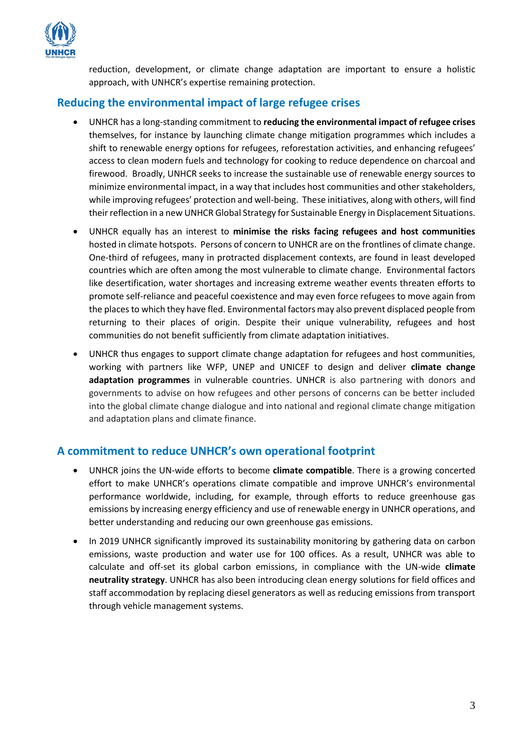reduction, development, or climate change adaptation are important to ensure a holistic approach, with UNHCR's expertise remaining protection.

## Reducing the environmental impact of large refugee crises

- UNHCR has a long-standing commitment to **reducing the environmental impact of refugee crises** themselves, for instance by launching climate change mitigation programmes which includes a shift to renewable energy options for refugees, reforestation activities, and enhancing refugees' access to clean modern fuels and technology for cooking to reduce dependence on charcoal and firewood. Broadly, UNHCR seeks to increase the sustainable use of renewable energy sources to minimize environmental impact, in a way that includes host communities and other stakeholders, while improving refugees' protection and well-being. These initiatives, along with others, will find their reflection in a new UNHCR Global Strategy for Sustainable Energy in Displacement Situations.
- UNHCR equally has an interest to **minimise the risks facing refugees and host communities** hosted in climate hotspots. Persons of concern to UNHCR are on the frontlines of climate change. One-third of refugees, many in protracted displacement contexts, are found in least developed countries which are often among the most vulnerable to climate change. Environmental factors like desertification, water shortages and increasing extreme weather events threaten efforts to promote self-reliance and peaceful coexistence and may even force refugees to move again from the places to which they have fled. Environmental factors may also prevent displaced people from returning to their places of origin. Despite their unique vulnerability, refugees and host communities do not benefit sufficiently from climate adaptation initiatives.
- UNHCR thus engages to support climate change adaptation for refugees and host communities, working with partners like WFP, UNEP and UNICEF to design and deliver **climate change adaptation programmes** in vulnerable countries. UNHCR is also partnering with donors and governments to advise on how refugees and other persons of concerns can be better included into the global climate change dialogue and into national and regional climate change mitigation and adaptation plans and climate finance.

## A commitment to reduce UNHCR's own operational footprint

- UNHCR joins the UN-wide efforts to become **climate compatible**. There is a growing concerted effort to make UNHCR's operations climate compatible and improve UNHCR's environmental performance worldwide, including, for example, through efforts to reduce greenhouse gas emissions by increasing energy efficiency and use of renewable energy in UNHCR operations, and better understanding and reducing our own greenhouse gas emissions.
- In 2019 UNHCR significantly improved its sustainability monitoring by gathering data on carbon emissions, waste production and water use for 100 offices. As a result, UNHCR was able to calculate and off-set its global carbon emissions, in compliance with the UN-wide **climate neutrality strategy**. UNHCR has also been introducing clean energy solutions for field offices and staff accommodation by replacing diesel generators as well as reducing emissions from transport through vehicle management systems.